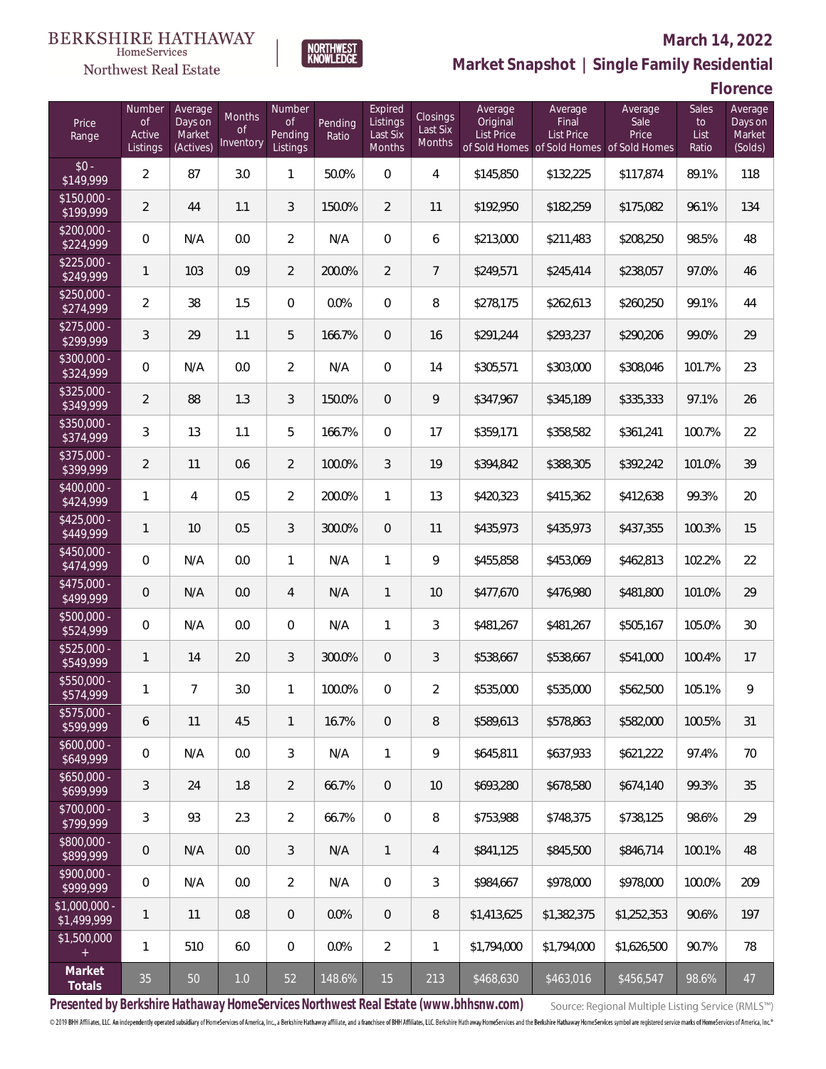BERKSHIRE HATHAWAY HomeServices Northwest Real Estate

NORTHWEST KNOWLEDGE

**March 14, 2022**

## Market Snapshot | Single Family Residential

### Florence

| Price Range | Number of Active Listings | Average Days on Market (Actives) | Months of Inventory | Number of Pending Listings | Pending Ratio | Expired Listings Last Six Months | Closings Last Six Months | Average Original List Price of Sold Homes | Average Final List Price of Sold Homes | Average Sale Price of Sold Homes | Sales to List Ratio | Average Days on Market (Solds) |
|---|---|---|---|---|---|---|---|---|---|---|---|---|
| $0 - $149,999 | 2 | 87 | 3.0 | 1 | 50.0% | 0 | 4 | $145,850 | $132,225 | $117,874 | 89.1% | 118 |
| $150,000 - $199,999 | 2 | 44 | 1.1 | 3 | 150.0% | 2 | 11 | $192,950 | $182,259 | $175,082 | 96.1% | 134 |
| $200,000 - $224,999 | 0 | N/A | 0.0 | 2 | N/A | 0 | 6 | $213,000 | $211,483 | $208,250 | 98.5% | 48 |
| $225,000 - $249,999 | 1 | 103 | 0.9 | 2 | 200.0% | 2 | 7 | $249,571 | $245,414 | $238,057 | 97.0% | 46 |
| $250,000 - $274,999 | 2 | 38 | 1.5 | 0 | 0.0% | 0 | 8 | $278,175 | $262,613 | $260,250 | 99.1% | 44 |
| $275,000 - $299,999 | 3 | 29 | 1.1 | 5 | 166.7% | 0 | 16 | $291,244 | $293,237 | $290,206 | 99.0% | 29 |
| $300,000 - $324,999 | 0 | N/A | 0.0 | 2 | N/A | 0 | 14 | $305,571 | $303,000 | $308,046 | 101.7% | 23 |
| $325,000 - $349,999 | 2 | 88 | 1.3 | 3 | 150.0% | 0 | 9 | $347,967 | $345,189 | $335,333 | 97.1% | 26 |
| $350,000 - $374,999 | 3 | 13 | 1.1 | 5 | 166.7% | 0 | 17 | $359,171 | $358,582 | $361,241 | 100.7% | 22 |
| $375,000 - $399,999 | 2 | 11 | 0.6 | 2 | 100.0% | 3 | 19 | $394,842 | $388,305 | $392,242 | 101.0% | 39 |
| $400,000 - $424,999 | 1 | 4 | 0.5 | 2 | 200.0% | 1 | 13 | $420,323 | $415,362 | $412,638 | 99.3% | 20 |
| $425,000 - $449,999 | 1 | 10 | 0.5 | 3 | 300.0% | 0 | 11 | $435,973 | $435,973 | $437,355 | 100.3% | 15 |
| $450,000 - $474,999 | 0 | N/A | 0.0 | 1 | N/A | 1 | 9 | $455,858 | $453,069 | $462,813 | 102.2% | 22 |
| $475,000 - $499,999 | 0 | N/A | 0.0 | 4 | N/A | 1 | 10 | $477,670 | $476,980 | $481,800 | 101.0% | 29 |
| $500,000 - $524,999 | 0 | N/A | 0.0 | 0 | N/A | 1 | 3 | $481,267 | $481,267 | $505,167 | 105.0% | 30 |
| $525,000 - $549,999 | 1 | 14 | 2.0 | 3 | 300.0% | 0 | 3 | $538,667 | $538,667 | $541,000 | 100.4% | 17 |
| $550,000 - $574,999 | 1 | 7 | 3.0 | 1 | 100.0% | 0 | 2 | $535,000 | $535,000 | $562,500 | 105.1% | 9 |
| $575,000 - $599,999 | 6 | 11 | 4.5 | 1 | 16.7% | 0 | 8 | $589,613 | $578,863 | $582,000 | 100.5% | 31 |
| $600,000 - $649,999 | 0 | N/A | 0.0 | 3 | N/A | 1 | 9 | $645,811 | $637,933 | $621,222 | 97.4% | 70 |
| $650,000 - $699,999 | 3 | 24 | 1.8 | 2 | 66.7% | 0 | 10 | $693,280 | $678,580 | $674,140 | 99.3% | 35 |
| $700,000 - $799,999 | 3 | 93 | 2.3 | 2 | 66.7% | 0 | 8 | $753,988 | $748,375 | $738,125 | 98.6% | 29 |
| $800,000 - $899,999 | 0 | N/A | 0.0 | 3 | N/A | 1 | 4 | $841,125 | $845,500 | $846,714 | 100.1% | 48 |
| $900,000 - $999,999 | 0 | N/A | 0.0 | 2 | N/A | 0 | 3 | $984,667 | $978,000 | $978,000 | 100.0% | 209 |
| $1,000,000 - $1,499,999 | 1 | 11 | 0.8 | 0 | 0.0% | 0 | 8 | $1,413,625 | $1,382,375 | $1,252,353 | 90.6% | 197 |
| $1,500,000 + | 1 | 510 | 6.0 | 0 | 0.0% | 2 | 1 | $1,794,000 | $1,794,000 | $1,626,500 | 90.7% | 78 |
| **Market Totals** | 35 | 50 | 1.0 | 52 | 148.6% | 15 | 213 | $468,630 | $463,016 | $456,547 | 98.6% | 47 |

**Presented by Berkshire Hathaway HomeServices Northwest Real Estate (www.bhhsnw.com)**

Source: Regional Multiple Listing Service (RMLS™)

© 2019 BHH Affiliates, LLC. An independently operated subsidiary of HomeServices of America, Inc., a Berkshire Hathaway affiliate, and a franchisee of BHH Affiliates, LLC. Berkshire Hathaway HomeServices and the Berkshire Hathaway HomeServices symbol are registered service marks of HomeServices of America, Inc.®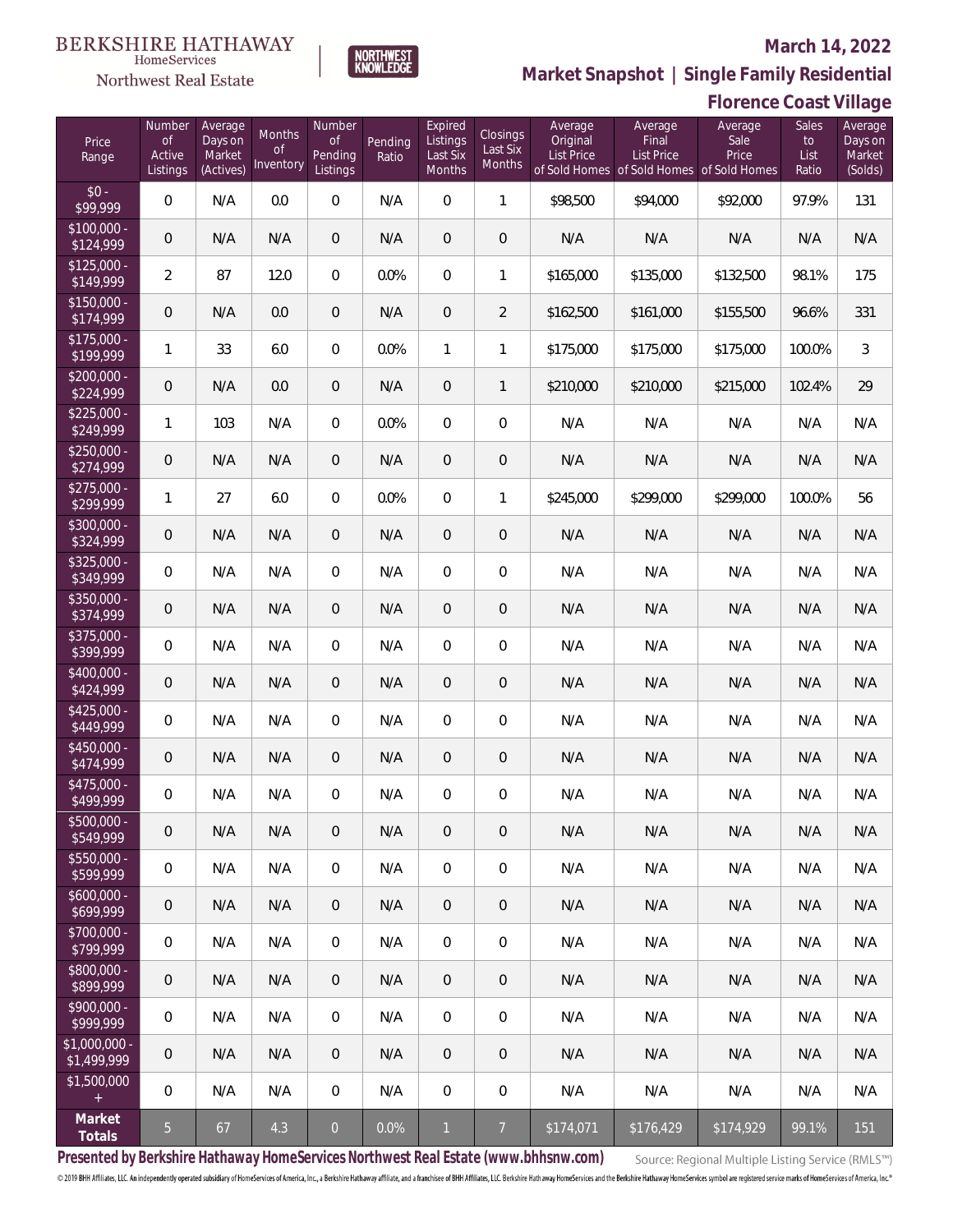BERKSHIRE HATHAWAY HomeServices Northwest Real Estate

NORTHWEST KNOWLEDGE

## March 14, 2022

## Market Snapshot | Single Family Residential

## Florence Coast Village

| Price Range | Number of Active Listings | Average Days on Market (Actives) | Months of Inventory | Number of Pending Listings | Pending Ratio | Expired Listings Last Six Months | Closings Last Six Months | Average Original List Price of Sold Homes | Average Final List Price of Sold Homes | Average Sale Price of Sold Homes | Sales to List Ratio | Average Days on Market (Solds) |
|---|---|---|---|---|---|---|---|---|---|---|---|---|
| $0 - $99,999 | 0 | N/A | 0.0 | 0 | N/A | 0 | 1 | $98,500 | $94,000 | $92,000 | 97.9% | 131 |
| $100,000 - $124,999 | 0 | N/A | N/A | 0 | N/A | 0 | 0 | N/A | N/A | N/A | N/A | N/A |
| $125,000 - $149,999 | 2 | 87 | 12.0 | 0 | 0.0% | 0 | 1 | $165,000 | $135,000 | $132,500 | 98.1% | 175 |
| $150,000 - $174,999 | 0 | N/A | 0.0 | 0 | N/A | 0 | 2 | $162,500 | $161,000 | $155,500 | 96.6% | 331 |
| $175,000 - $199,999 | 1 | 33 | 6.0 | 0 | 0.0% | 1 | 1 | $175,000 | $175,000 | $175,000 | 100.0% | 3 |
| $200,000 - $224,999 | 0 | N/A | 0.0 | 0 | N/A | 0 | 1 | $210,000 | $210,000 | $215,000 | 102.4% | 29 |
| $225,000 - $249,999 | 1 | 103 | N/A | 0 | 0.0% | 0 | 0 | N/A | N/A | N/A | N/A | N/A |
| $250,000 - $274,999 | 0 | N/A | N/A | 0 | N/A | 0 | 0 | N/A | N/A | N/A | N/A | N/A |
| $275,000 - $299,999 | 1 | 27 | 6.0 | 0 | 0.0% | 0 | 1 | $245,000 | $299,000 | $299,000 | 100.0% | 56 |
| $300,000 - $324,999 | 0 | N/A | N/A | 0 | N/A | 0 | 0 | N/A | N/A | N/A | N/A | N/A |
| $325,000 - $349,999 | 0 | N/A | N/A | 0 | N/A | 0 | 0 | N/A | N/A | N/A | N/A | N/A |
| $350,000 - $374,999 | 0 | N/A | N/A | 0 | N/A | 0 | 0 | N/A | N/A | N/A | N/A | N/A |
| $375,000 - $399,999 | 0 | N/A | N/A | 0 | N/A | 0 | 0 | N/A | N/A | N/A | N/A | N/A |
| $400,000 - $424,999 | 0 | N/A | N/A | 0 | N/A | 0 | 0 | N/A | N/A | N/A | N/A | N/A |
| $425,000 - $449,999 | 0 | N/A | N/A | 0 | N/A | 0 | 0 | N/A | N/A | N/A | N/A | N/A |
| $450,000 - $474,999 | 0 | N/A | N/A | 0 | N/A | 0 | 0 | N/A | N/A | N/A | N/A | N/A |
| $475,000 - $499,999 | 0 | N/A | N/A | 0 | N/A | 0 | 0 | N/A | N/A | N/A | N/A | N/A |
| $500,000 - $549,999 | 0 | N/A | N/A | 0 | N/A | 0 | 0 | N/A | N/A | N/A | N/A | N/A |
| $550,000 - $599,999 | 0 | N/A | N/A | 0 | N/A | 0 | 0 | N/A | N/A | N/A | N/A | N/A |
| $600,000 - $699,999 | 0 | N/A | N/A | 0 | N/A | 0 | 0 | N/A | N/A | N/A | N/A | N/A |
| $700,000 - $799,999 | 0 | N/A | N/A | 0 | N/A | 0 | 0 | N/A | N/A | N/A | N/A | N/A |
| $800,000 - $899,999 | 0 | N/A | N/A | 0 | N/A | 0 | 0 | N/A | N/A | N/A | N/A | N/A |
| $900,000 - $999,999 | 0 | N/A | N/A | 0 | N/A | 0 | 0 | N/A | N/A | N/A | N/A | N/A |
| $1,000,000 - $1,499,999 | 0 | N/A | N/A | 0 | N/A | 0 | 0 | N/A | N/A | N/A | N/A | N/A |
| $1,500,000 + | 0 | N/A | N/A | 0 | N/A | 0 | 0 | N/A | N/A | N/A | N/A | N/A |
| **Market Totals** | 5 | 67 | 4.3 | 0 | 0.0% | 1 | 7 | $174,071 | $176,429 | $174,929 | 99.1% | 151 |

**Presented by Berkshire Hathaway HomeServices Northwest Real Estate (www.bhhsnw.com)**

Source: Regional Multiple Listing Service (RMLS™)

© 2019 BHH Affiliates, LLC. An independently operated subsidiary of HomeServices of America, Inc., a Berkshire Hathaway affiliate, and a franchisee of BHH Affiliates, LLC. Berkshire Hathaway HomeServices and the Berkshire Hathaway HomeServices symbol are registered service marks of HomeServices of America, Inc.®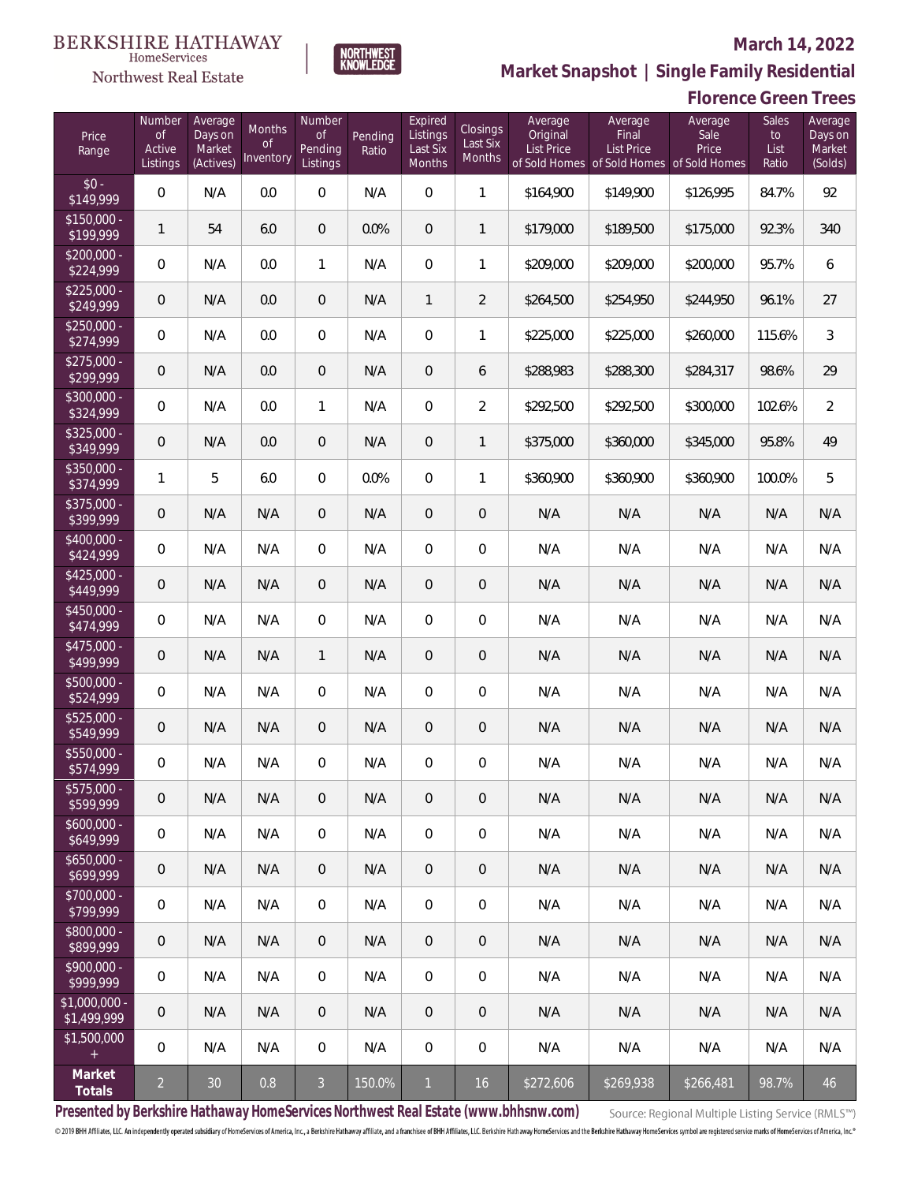BERKSHIRE HATHAWAY HomeServices Northwest Real Estate

NORTHWEST KNOWLEDGE

**March 14, 2022**

## Market Snapshot | Single Family Residential

### Florence Green Trees

| Price Range | Number of Active Listings | Average Days on Market (Actives) | Months of Inventory | Number of Pending Listings | Pending Ratio | Expired Listings Last Six Months | Closings Last Six Months | Average Original List Price of Sold Homes | Average Final List Price of Sold Homes | Average Sale Price of Sold Homes | Sales to List Ratio | Average Days on Market (Solds) |
|---|---|---|---|---|---|---|---|---|---|---|---|---|
| $0 - $149,999 | 0 | N/A | 0.0 | 0 | N/A | 0 | 1 | $164,900 | $149,900 | $126,995 | 84.7% | 92 |
| $150,000 - $199,999 | 1 | 54 | 6.0 | 0 | 0.0% | 0 | 1 | $179,000 | $189,500 | $175,000 | 92.3% | 340 |
| $200,000 - $224,999 | 0 | N/A | 0.0 | 1 | N/A | 0 | 1 | $209,000 | $209,000 | $200,000 | 95.7% | 6 |
| $225,000 - $249,999 | 0 | N/A | 0.0 | 0 | N/A | 1 | 2 | $264,500 | $254,950 | $244,950 | 96.1% | 27 |
| $250,000 - $274,999 | 0 | N/A | 0.0 | 0 | N/A | 0 | 1 | $225,000 | $225,000 | $260,000 | 115.6% | 3 |
| $275,000 - $299,999 | 0 | N/A | 0.0 | 0 | N/A | 0 | 6 | $288,983 | $288,300 | $284,317 | 98.6% | 29 |
| $300,000 - $324,999 | 0 | N/A | 0.0 | 1 | N/A | 0 | 2 | $292,500 | $292,500 | $300,000 | 102.6% | 2 |
| $325,000 - $349,999 | 0 | N/A | 0.0 | 0 | N/A | 0 | 1 | $375,000 | $360,000 | $345,000 | 95.8% | 49 |
| $350,000 - $374,999 | 1 | 5 | 6.0 | 0 | 0.0% | 0 | 1 | $360,900 | $360,900 | $360,900 | 100.0% | 5 |
| $375,000 - $399,999 | 0 | N/A | N/A | 0 | N/A | 0 | 0 | N/A | N/A | N/A | N/A | N/A |
| $400,000 - $424,999 | 0 | N/A | N/A | 0 | N/A | 0 | 0 | N/A | N/A | N/A | N/A | N/A |
| $425,000 - $449,999 | 0 | N/A | N/A | 0 | N/A | 0 | 0 | N/A | N/A | N/A | N/A | N/A |
| $450,000 - $474,999 | 0 | N/A | N/A | 0 | N/A | 0 | 0 | N/A | N/A | N/A | N/A | N/A |
| $475,000 - $499,999 | 0 | N/A | N/A | 1 | N/A | 0 | 0 | N/A | N/A | N/A | N/A | N/A |
| $500,000 - $524,999 | 0 | N/A | N/A | 0 | N/A | 0 | 0 | N/A | N/A | N/A | N/A | N/A |
| $525,000 - $549,999 | 0 | N/A | N/A | 0 | N/A | 0 | 0 | N/A | N/A | N/A | N/A | N/A |
| $550,000 - $574,999 | 0 | N/A | N/A | 0 | N/A | 0 | 0 | N/A | N/A | N/A | N/A | N/A |
| $575,000 - $599,999 | 0 | N/A | N/A | 0 | N/A | 0 | 0 | N/A | N/A | N/A | N/A | N/A |
| $600,000 - $649,999 | 0 | N/A | N/A | 0 | N/A | 0 | 0 | N/A | N/A | N/A | N/A | N/A |
| $650,000 - $699,999 | 0 | N/A | N/A | 0 | N/A | 0 | 0 | N/A | N/A | N/A | N/A | N/A |
| $700,000 - $799,999 | 0 | N/A | N/A | 0 | N/A | 0 | 0 | N/A | N/A | N/A | N/A | N/A |
| $800,000 - $899,999 | 0 | N/A | N/A | 0 | N/A | 0 | 0 | N/A | N/A | N/A | N/A | N/A |
| $900,000 - $999,999 | 0 | N/A | N/A | 0 | N/A | 0 | 0 | N/A | N/A | N/A | N/A | N/A |
| $1,000,000 - $1,499,999 | 0 | N/A | N/A | 0 | N/A | 0 | 0 | N/A | N/A | N/A | N/A | N/A |
| $1,500,000 + | 0 | N/A | N/A | 0 | N/A | 0 | 0 | N/A | N/A | N/A | N/A | N/A |
| **Market Totals** | 2 | 30 | 0.8 | 3 | 150.0% | 1 | 16 | $272,606 | $269,938 | $266,481 | 98.7% | 46 |

**Presented by Berkshire Hathaway HomeServices Northwest Real Estate (www.bhhsnw.com)**

Source: Regional Multiple Listing Service (RMLS™)

© 2019 BHH Affiliates, LLC. An independently operated subsidiary of HomeServices of America, Inc., a Berkshire Hathaway affiliate, and a franchisee of BHH Affiliates, LLC. Berkshire Hathaway HomeServices and the Berkshire Hathaway HomeServices symbol are registered service marks of HomeServices of America, Inc.®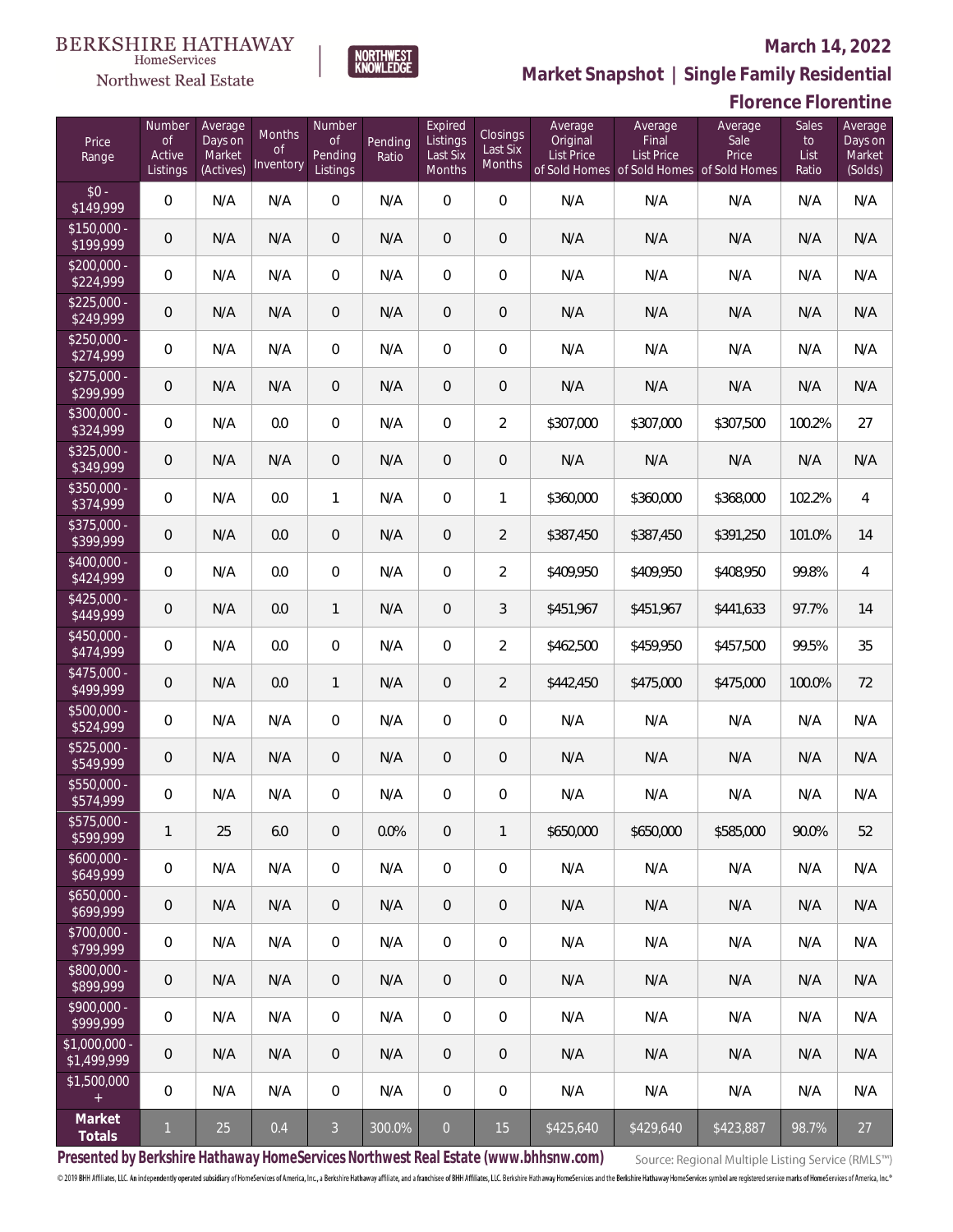BERKSHIRE HATHAWAY HomeServices Northwest Real Estate

NORTHWEST KNOWLEDGE

# March 14, 2022

## Market Snapshot | Single Family Residential

### Florence Florentine

| Price Range | Number of Active Listings | Average Days on Market (Actives) | Months of Inventory | Number of Pending Listings | Pending Ratio | Expired Listings Last Six Months | Closings Last Six Months | Average Original List Price of Sold Homes | Average Final List Price of Sold Homes | Average Sale Price of Sold Homes | Sales to List Ratio | Average Days on Market (Solds) |
|---|---|---|---|---|---|---|---|---|---|---|---|---|
| $0 - $149,999 | 0 | N/A | N/A | 0 | N/A | 0 | 0 | N/A | N/A | N/A | N/A | N/A |
| $150,000 - $199,999 | 0 | N/A | N/A | 0 | N/A | 0 | 0 | N/A | N/A | N/A | N/A | N/A |
| $200,000 - $224,999 | 0 | N/A | N/A | 0 | N/A | 0 | 0 | N/A | N/A | N/A | N/A | N/A |
| $225,000 - $249,999 | 0 | N/A | N/A | 0 | N/A | 0 | 0 | N/A | N/A | N/A | N/A | N/A |
| $250,000 - $274,999 | 0 | N/A | N/A | 0 | N/A | 0 | 0 | N/A | N/A | N/A | N/A | N/A |
| $275,000 - $299,999 | 0 | N/A | N/A | 0 | N/A | 0 | 0 | N/A | N/A | N/A | N/A | N/A |
| $300,000 - $324,999 | 0 | N/A | 0.0 | 0 | N/A | 0 | 2 | $307,000 | $307,000 | $307,500 | 100.2% | 27 |
| $325,000 - $349,999 | 0 | N/A | N/A | 0 | N/A | 0 | 0 | N/A | N/A | N/A | N/A | N/A |
| $350,000 - $374,999 | 0 | N/A | 0.0 | 1 | N/A | 0 | 1 | $360,000 | $360,000 | $368,000 | 102.2% | 4 |
| $375,000 - $399,999 | 0 | N/A | 0.0 | 0 | N/A | 0 | 2 | $387,450 | $387,450 | $391,250 | 101.0% | 14 |
| $400,000 - $424,999 | 0 | N/A | 0.0 | 0 | N/A | 0 | 2 | $409,950 | $409,950 | $408,950 | 99.8% | 4 |
| $425,000 - $449,999 | 0 | N/A | 0.0 | 1 | N/A | 0 | 3 | $451,967 | $451,967 | $441,633 | 97.7% | 14 |
| $450,000 - $474,999 | 0 | N/A | 0.0 | 0 | N/A | 0 | 2 | $462,500 | $459,950 | $457,500 | 99.5% | 35 |
| $475,000 - $499,999 | 0 | N/A | 0.0 | 1 | N/A | 0 | 2 | $442,450 | $475,000 | $475,000 | 100.0% | 72 |
| $500,000 - $524,999 | 0 | N/A | N/A | 0 | N/A | 0 | 0 | N/A | N/A | N/A | N/A | N/A |
| $525,000 - $549,999 | 0 | N/A | N/A | 0 | N/A | 0 | 0 | N/A | N/A | N/A | N/A | N/A |
| $550,000 - $574,999 | 0 | N/A | N/A | 0 | N/A | 0 | 0 | N/A | N/A | N/A | N/A | N/A |
| $575,000 - $599,999 | 1 | 25 | 6.0 | 0 | 0.0% | 0 | 1 | $650,000 | $650,000 | $585,000 | 90.0% | 52 |
| $600,000 - $649,999 | 0 | N/A | N/A | 0 | N/A | 0 | 0 | N/A | N/A | N/A | N/A | N/A |
| $650,000 - $699,999 | 0 | N/A | N/A | 0 | N/A | 0 | 0 | N/A | N/A | N/A | N/A | N/A |
| $700,000 - $799,999 | 0 | N/A | N/A | 0 | N/A | 0 | 0 | N/A | N/A | N/A | N/A | N/A |
| $800,000 - $899,999 | 0 | N/A | N/A | 0 | N/A | 0 | 0 | N/A | N/A | N/A | N/A | N/A |
| $900,000 - $999,999 | 0 | N/A | N/A | 0 | N/A | 0 | 0 | N/A | N/A | N/A | N/A | N/A |
| $1,000,000 - $1,499,999 | 0 | N/A | N/A | 0 | N/A | 0 | 0 | N/A | N/A | N/A | N/A | N/A |
| $1,500,000 + | 0 | N/A | N/A | 0 | N/A | 0 | 0 | N/A | N/A | N/A | N/A | N/A |
| **Market Totals** | 1 | 25 | 0.4 | 3 | 300.0% | 0 | 15 | $425,640 | $429,640 | $423,887 | 98.7% | 27 |

**Presented by Berkshire Hathaway HomeServices Northwest Real Estate (www.bhhsnw.com)**

Source: Regional Multiple Listing Service (RMLS™)

© 2019 BHH Affiliates, LLC. An independently operated subsidiary of HomeServices of America, Inc., a Berkshire Hathaway affiliate, and a franchisee of BHH Affiliates, LLC. Berkshire Hathaway HomeServices and the Berkshire Hathaway HomeServices symbol are registered service marks of HomeServices of America, Inc.®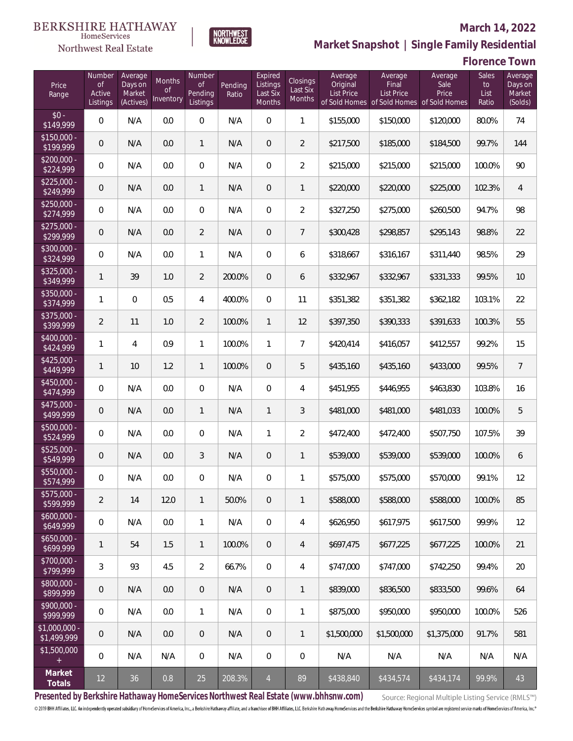BERKSHIRE HATHAWAY HomeServices Northwest Real Estate

NORTHWEST KNOWLEDGE

# March 14, 2022

## Market Snapshot | Single Family Residential

### Florence Town

| Price Range | Number of Active Listings | Average Days on Market (Actives) | Months of Inventory | Number of Pending Listings | Pending Ratio | Expired Listings Last Six Months | Closings Last Six Months | Average Original List Price of Sold Homes | Average Final List Price of Sold Homes | Average Sale Price of Sold Homes | Sales to List Ratio | Average Days on Market (Solds) |
|---|---|---|---|---|---|---|---|---|---|---|---|---|
| $0 - $149,999 | 0 | N/A | 0.0 | 0 | N/A | 0 | 1 | $155,000 | $150,000 | $120,000 | 80.0% | 74 |
| $150,000 - $199,999 | 0 | N/A | 0.0 | 1 | N/A | 0 | 2 | $217,500 | $185,000 | $184,500 | 99.7% | 144 |
| $200,000 - $224,999 | 0 | N/A | 0.0 | 0 | N/A | 0 | 2 | $215,000 | $215,000 | $215,000 | 100.0% | 90 |
| $225,000 - $249,999 | 0 | N/A | 0.0 | 1 | N/A | 0 | 1 | $220,000 | $220,000 | $225,000 | 102.3% | 4 |
| $250,000 - $274,999 | 0 | N/A | 0.0 | 0 | N/A | 0 | 2 | $327,250 | $275,000 | $260,500 | 94.7% | 98 |
| $275,000 - $299,999 | 0 | N/A | 0.0 | 2 | N/A | 0 | 7 | $300,428 | $298,857 | $295,143 | 98.8% | 22 |
| $300,000 - $324,999 | 0 | N/A | 0.0 | 1 | N/A | 0 | 6 | $318,667 | $316,167 | $311,440 | 98.5% | 29 |
| $325,000 - $349,999 | 1 | 39 | 1.0 | 2 | 200.0% | 0 | 6 | $332,967 | $332,967 | $331,333 | 99.5% | 10 |
| $350,000 - $374,999 | 1 | 0 | 0.5 | 4 | 400.0% | 0 | 11 | $351,382 | $351,382 | $362,182 | 103.1% | 22 |
| $375,000 - $399,999 | 2 | 11 | 1.0 | 2 | 100.0% | 1 | 12 | $397,350 | $390,333 | $391,633 | 100.3% | 55 |
| $400,000 - $424,999 | 1 | 4 | 0.9 | 1 | 100.0% | 1 | 7 | $420,414 | $416,057 | $412,557 | 99.2% | 15 |
| $425,000 - $449,999 | 1 | 10 | 1.2 | 1 | 100.0% | 0 | 5 | $435,160 | $435,160 | $433,000 | 99.5% | 7 |
| $450,000 - $474,999 | 0 | N/A | 0.0 | 0 | N/A | 0 | 4 | $451,955 | $446,955 | $463,830 | 103.8% | 16 |
| $475,000 - $499,999 | 0 | N/A | 0.0 | 1 | N/A | 1 | 3 | $481,000 | $481,000 | $481,033 | 100.0% | 5 |
| $500,000 - $524,999 | 0 | N/A | 0.0 | 0 | N/A | 1 | 2 | $472,400 | $472,400 | $507,750 | 107.5% | 39 |
| $525,000 - $549,999 | 0 | N/A | 0.0 | 3 | N/A | 0 | 1 | $539,000 | $539,000 | $539,000 | 100.0% | 6 |
| $550,000 - $574,999 | 0 | N/A | 0.0 | 0 | N/A | 0 | 1 | $575,000 | $575,000 | $570,000 | 99.1% | 12 |
| $575,000 - $599,999 | 2 | 14 | 12.0 | 1 | 50.0% | 0 | 1 | $588,000 | $588,000 | $588,000 | 100.0% | 85 |
| $600,000 - $649,999 | 0 | N/A | 0.0 | 1 | N/A | 0 | 4 | $626,950 | $617,975 | $617,500 | 99.9% | 12 |
| $650,000 - $699,999 | 1 | 54 | 1.5 | 1 | 100.0% | 0 | 4 | $697,475 | $677,225 | $677,225 | 100.0% | 21 |
| $700,000 - $799,999 | 3 | 93 | 4.5 | 2 | 66.7% | 0 | 4 | $747,000 | $747,000 | $742,250 | 99.4% | 20 |
| $800,000 - $899,999 | 0 | N/A | 0.0 | 0 | N/A | 0 | 1 | $839,000 | $836,500 | $833,500 | 99.6% | 64 |
| $900,000 - $999,999 | 0 | N/A | 0.0 | 1 | N/A | 0 | 1 | $875,000 | $950,000 | $950,000 | 100.0% | 526 |
| $1,000,000 - $1,499,999 | 0 | N/A | 0.0 | 0 | N/A | 0 | 1 | $1,500,000 | $1,500,000 | $1,375,000 | 91.7% | 581 |
| $1,500,000 + | 0 | N/A | N/A | 0 | N/A | 0 | 0 | N/A | N/A | N/A | N/A | N/A |
| **Market Totals** | 12 | 36 | 0.8 | 25 | 208.3% | 4 | 89 | $438,840 | $434,574 | $434,174 | 99.9% | 43 |

**Presented by Berkshire Hathaway HomeServices Northwest Real Estate (www.bhhsnw.com)**

Source: Regional Multiple Listing Service (RMLS™)

© 2019 BHH Affiliates, LLC. An independently operated subsidiary of HomeServices of America, Inc., a Berkshire Hathaway affiliate, and a franchisee of BHH Affiliates, LLC. Berkshire Hathaway HomeServices and the Berkshire Hathaway HomeServices symbol are registered service marks of HomeServices of America, Inc.®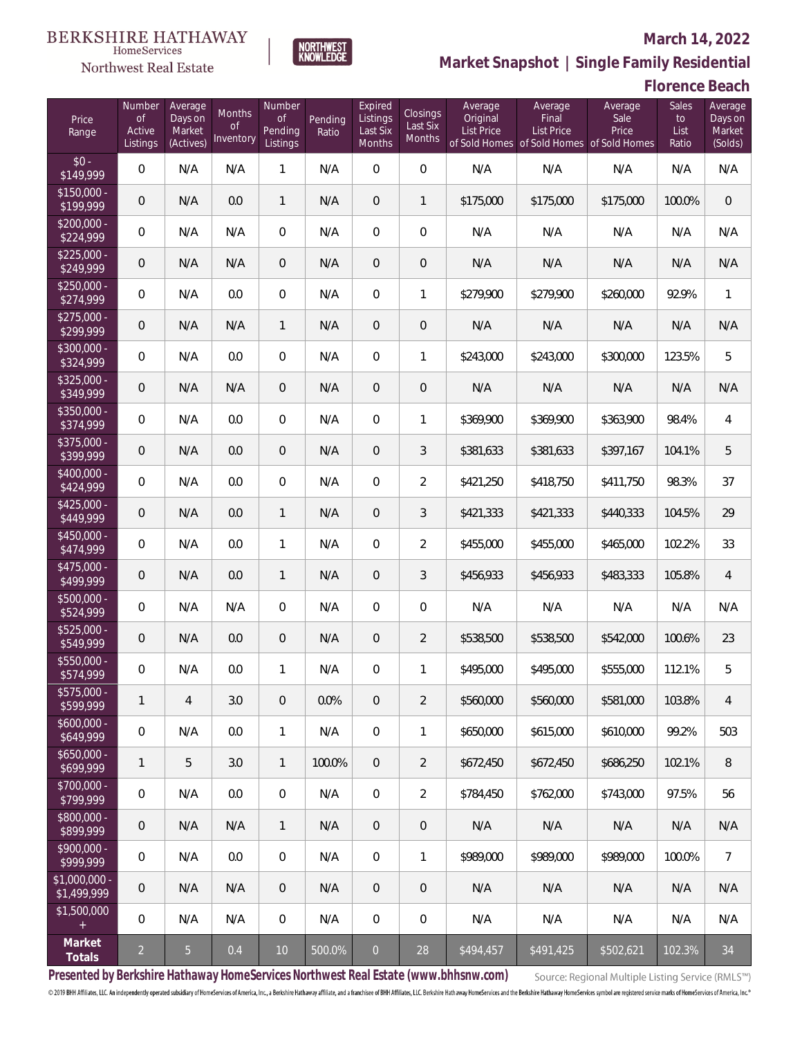BERKSHIRE HATHAWAY HomeServices Northwest Real Estate | NORTHWEST KNOWLEDGE

**March 14, 2022**

**Market Snapshot | Single Family Residential**

**Florence Beach**

| Price Range | Number of Active Listings | Average Days on Market (Actives) | Months of Inventory | Number of Pending Listings | Pending Ratio | Expired Listings Last Six Months | Closings Last Six Months | Average Original List Price of Sold Homes | Average Final List Price of Sold Homes | Average Sale Price of Sold Homes | Sales to List Ratio | Average Days on Market (Solds) |
|---|---|---|---|---|---|---|---|---|---|---|---|---|
| $0 - $149,999 | 0 | N/A | N/A | 1 | N/A | 0 | 0 | N/A | N/A | N/A | N/A | N/A |
| $150,000 - $199,999 | 0 | N/A | 0.0 | 1 | N/A | 0 | 1 | $175,000 | $175,000 | $175,000 | 100.0% | 0 |
| $200,000 - $224,999 | 0 | N/A | N/A | 0 | N/A | 0 | 0 | N/A | N/A | N/A | N/A | N/A |
| $225,000 - $249,999 | 0 | N/A | N/A | 0 | N/A | 0 | 0 | N/A | N/A | N/A | N/A | N/A |
| $250,000 - $274,999 | 0 | N/A | 0.0 | 0 | N/A | 0 | 1 | $279,900 | $279,900 | $260,000 | 92.9% | 1 |
| $275,000 - $299,999 | 0 | N/A | N/A | 1 | N/A | 0 | 0 | N/A | N/A | N/A | N/A | N/A |
| $300,000 - $324,999 | 0 | N/A | 0.0 | 0 | N/A | 0 | 1 | $243,000 | $243,000 | $300,000 | 123.5% | 5 |
| $325,000 - $349,999 | 0 | N/A | N/A | 0 | N/A | 0 | 0 | N/A | N/A | N/A | N/A | N/A |
| $350,000 - $374,999 | 0 | N/A | 0.0 | 0 | N/A | 0 | 1 | $369,900 | $369,900 | $363,900 | 98.4% | 4 |
| $375,000 - $399,999 | 0 | N/A | 0.0 | 0 | N/A | 0 | 3 | $381,633 | $381,633 | $397,167 | 104.1% | 5 |
| $400,000 - $424,999 | 0 | N/A | 0.0 | 0 | N/A | 0 | 2 | $421,250 | $418,750 | $411,750 | 98.3% | 37 |
| $425,000 - $449,999 | 0 | N/A | 0.0 | 1 | N/A | 0 | 3 | $421,333 | $421,333 | $440,333 | 104.5% | 29 |
| $450,000 - $474,999 | 0 | N/A | 0.0 | 1 | N/A | 0 | 2 | $455,000 | $455,000 | $465,000 | 102.2% | 33 |
| $475,000 - $499,999 | 0 | N/A | 0.0 | 1 | N/A | 0 | 3 | $456,933 | $456,933 | $483,333 | 105.8% | 4 |
| $500,000 - $524,999 | 0 | N/A | N/A | 0 | N/A | 0 | 0 | N/A | N/A | N/A | N/A | N/A |
| $525,000 - $549,999 | 0 | N/A | 0.0 | 0 | N/A | 0 | 2 | $538,500 | $538,500 | $542,000 | 100.6% | 23 |
| $550,000 - $574,999 | 0 | N/A | 0.0 | 1 | N/A | 0 | 1 | $495,000 | $495,000 | $555,000 | 112.1% | 5 |
| $575,000 - $599,999 | 1 | 4 | 3.0 | 0 | 0.0% | 0 | 2 | $560,000 | $560,000 | $581,000 | 103.8% | 4 |
| $600,000 - $649,999 | 0 | N/A | 0.0 | 1 | N/A | 0 | 1 | $650,000 | $615,000 | $610,000 | 99.2% | 503 |
| $650,000 - $699,999 | 1 | 5 | 3.0 | 1 | 100.0% | 0 | 2 | $672,450 | $672,450 | $686,250 | 102.1% | 8 |
| $700,000 - $799,999 | 0 | N/A | 0.0 | 0 | N/A | 0 | 2 | $784,450 | $762,000 | $743,000 | 97.5% | 56 |
| $800,000 - $899,999 | 0 | N/A | N/A | 1 | N/A | 0 | 0 | N/A | N/A | N/A | N/A | N/A |
| $900,000 - $999,999 | 0 | N/A | 0.0 | 0 | N/A | 0 | 1 | $989,000 | $989,000 | $989,000 | 100.0% | 7 |
| $1,000,000 - $1,499,999 | 0 | N/A | N/A | 0 | N/A | 0 | 0 | N/A | N/A | N/A | N/A | N/A |
| $1,500,000 + | 0 | N/A | N/A | 0 | N/A | 0 | 0 | N/A | N/A | N/A | N/A | N/A |
| **Market Totals** | 2 | 5 | 0.4 | 10 | 500.0% | 0 | 28 | $494,457 | $491,425 | $502,621 | 102.3% | 34 |

**Presented by Berkshire Hathaway HomeServices Northwest Real Estate (www.bhhsnw.com)**

Source: Regional Multiple Listing Service (RMLS™)

© 2019 BHH Affiliates, LLC. An independently operated subsidiary of HomeServices of America, Inc., a Berkshire Hathaway affiliate, and a franchisee of BHH Affiliates, LLC. Berkshire Hathaway HomeServices and the Berkshire Hathaway HomeServices symbol are registered service marks of HomeServices of America, Inc.®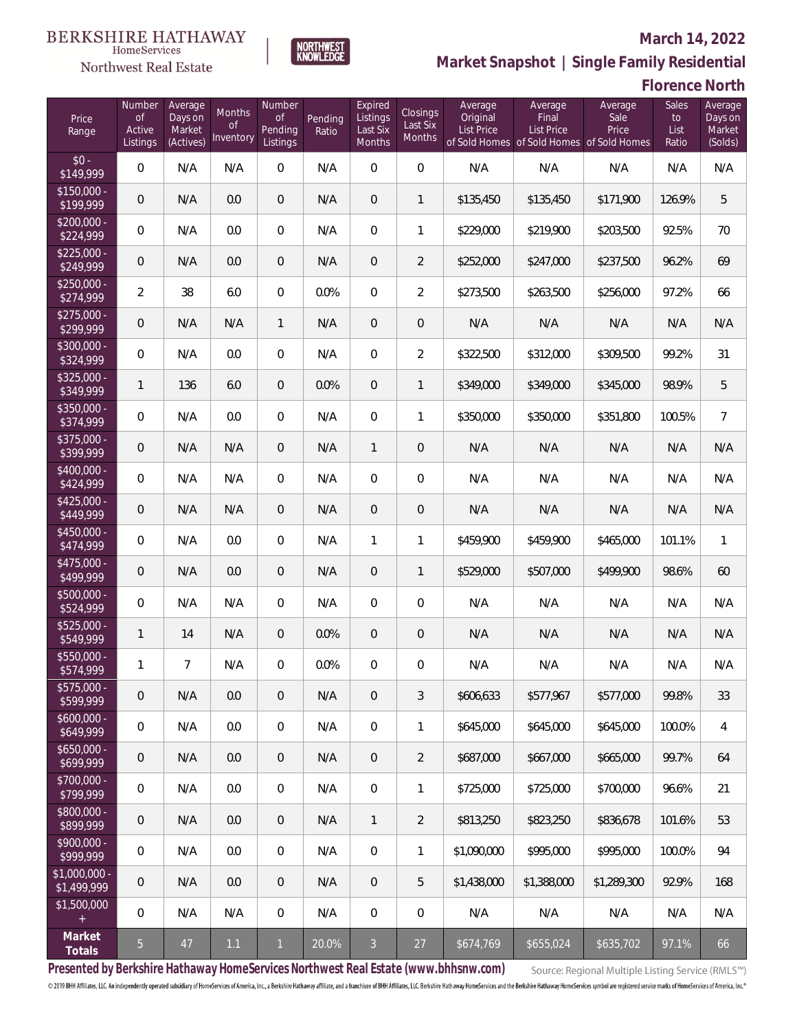BERKSHIRE HATHAWAY HomeServices Northwest Real Estate

NORTHWEST KNOWLEDGE

March 14, 2022

## Market Snapshot | Single Family Residential

## Florence North

| Price Range | Number of Active Listings | Average Days on Market (Actives) | Months of Inventory | Number of Pending Listings | Pending Ratio | Expired Listings Last Six Months | Closings Last Six Months | Average Original List Price of Sold Homes | Average Final List Price of Sold Homes | Average Sale Price of Sold Homes | Sales to List Ratio | Average Days on Market (Solds) |
|---|---|---|---|---|---|---|---|---|---|---|---|---|
| $0 - $149,999 | 0 | N/A | N/A | 0 | N/A | 0 | 0 | N/A | N/A | N/A | N/A | N/A |
| $150,000 - $199,999 | 0 | N/A | 0.0 | 0 | N/A | 0 | 1 | $135,450 | $135,450 | $171,900 | 126.9% | 5 |
| $200,000 - $224,999 | 0 | N/A | 0.0 | 0 | N/A | 0 | 1 | $229,000 | $219,900 | $203,500 | 92.5% | 70 |
| $225,000 - $249,999 | 0 | N/A | 0.0 | 0 | N/A | 0 | 2 | $252,000 | $247,000 | $237,500 | 96.2% | 69 |
| $250,000 - $274,999 | 2 | 38 | 6.0 | 0 | 0.0% | 0 | 2 | $273,500 | $263,500 | $256,000 | 97.2% | 66 |
| $275,000 - $299,999 | 0 | N/A | N/A | 1 | N/A | 0 | 0 | N/A | N/A | N/A | N/A | N/A |
| $300,000 - $324,999 | 0 | N/A | 0.0 | 0 | N/A | 0 | 2 | $322,500 | $312,000 | $309,500 | 99.2% | 31 |
| $325,000 - $349,999 | 1 | 136 | 6.0 | 0 | 0.0% | 0 | 1 | $349,000 | $349,000 | $345,000 | 98.9% | 5 |
| $350,000 - $374,999 | 0 | N/A | 0.0 | 0 | N/A | 0 | 1 | $350,000 | $350,000 | $351,800 | 100.5% | 7 |
| $375,000 - $399,999 | 0 | N/A | N/A | 0 | N/A | 1 | 0 | N/A | N/A | N/A | N/A | N/A |
| $400,000 - $424,999 | 0 | N/A | N/A | 0 | N/A | 0 | 0 | N/A | N/A | N/A | N/A | N/A |
| $425,000 - $449,999 | 0 | N/A | N/A | 0 | N/A | 0 | 0 | N/A | N/A | N/A | N/A | N/A |
| $450,000 - $474,999 | 0 | N/A | 0.0 | 0 | N/A | 1 | 1 | $459,900 | $459,900 | $465,000 | 101.1% | 1 |
| $475,000 - $499,999 | 0 | N/A | 0.0 | 0 | N/A | 0 | 1 | $529,000 | $507,000 | $499,900 | 98.6% | 60 |
| $500,000 - $524,999 | 0 | N/A | N/A | 0 | N/A | 0 | 0 | N/A | N/A | N/A | N/A | N/A |
| $525,000 - $549,999 | 1 | 14 | N/A | 0 | 0.0% | 0 | 0 | N/A | N/A | N/A | N/A | N/A |
| $550,000 - $574,999 | 1 | 7 | N/A | 0 | 0.0% | 0 | 0 | N/A | N/A | N/A | N/A | N/A |
| $575,000 - $599,999 | 0 | N/A | 0.0 | 0 | N/A | 0 | 3 | $606,633 | $577,967 | $577,000 | 99.8% | 33 |
| $600,000 - $649,999 | 0 | N/A | 0.0 | 0 | N/A | 0 | 1 | $645,000 | $645,000 | $645,000 | 100.0% | 4 |
| $650,000 - $699,999 | 0 | N/A | 0.0 | 0 | N/A | 0 | 2 | $687,000 | $667,000 | $665,000 | 99.7% | 64 |
| $700,000 - $799,999 | 0 | N/A | 0.0 | 0 | N/A | 0 | 1 | $725,000 | $725,000 | $700,000 | 96.6% | 21 |
| $800,000 - $899,999 | 0 | N/A | 0.0 | 0 | N/A | 1 | 2 | $813,250 | $823,250 | $836,678 | 101.6% | 53 |
| $900,000 - $999,999 | 0 | N/A | 0.0 | 0 | N/A | 0 | 1 | $1,090,000 | $995,000 | $995,000 | 100.0% | 94 |
| $1,000,000 - $1,499,999 | 0 | N/A | 0.0 | 0 | N/A | 0 | 5 | $1,438,000 | $1,388,000 | $1,289,300 | 92.9% | 168 |
| $1,500,000 + | 0 | N/A | N/A | 0 | N/A | 0 | 0 | N/A | N/A | N/A | N/A | N/A |
| **Market Totals** | 5 | 47 | 1.1 | 1 | 20.0% | 3 | 27 | $674,769 | $655,024 | $635,702 | 97.1% | 66 |

**Presented by Berkshire Hathaway HomeServices Northwest Real Estate (www.bhhsnw.com)**

Source: Regional Multiple Listing Service (RMLS™)

© 2019 BHH Affiliates, LLC. An independently operated subsidiary of HomeServices of America, Inc., a Berkshire Hathaway affiliate, and a franchisee of BHH Affiliates, LLC. Berkshire Hathaway HomeServices and the Berkshire Hathaway HomeServices symbol are registered service marks of HomeServices of America, Inc.®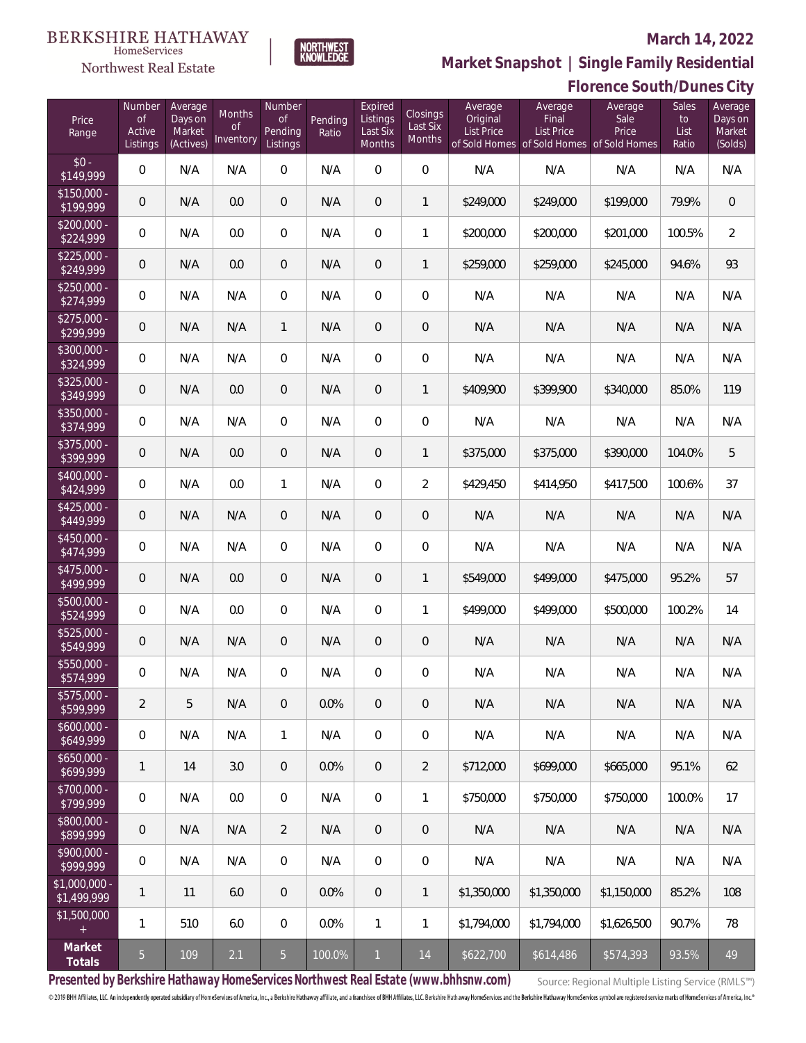BERKSHIRE HATHAWAY HomeServices Northwest Real Estate

NORTHWEST KNOWLEDGE

## March 14, 2022

## Market Snapshot | Single Family Residential

## Florence South/Dunes City

| Price Range | Number of Active Listings | Average Days on Market (Actives) | Months of Inventory | Number of Pending Listings | Pending Ratio | Expired Listings Last Six Months | Closings Last Six Months | Average Original List Price of Sold Homes | Average Final List Price of Sold Homes | Average Sale Price of Sold Homes | Sales to List Ratio | Average Days on Market (Solds) |
|---|---|---|---|---|---|---|---|---|---|---|---|---|
| $0 - $149,999 | 0 | N/A | N/A | 0 | N/A | 0 | 0 | N/A | N/A | N/A | N/A | N/A |
| $150,000 - $199,999 | 0 | N/A | 0.0 | 0 | N/A | 0 | 1 | $249,000 | $249,000 | $199,000 | 79.9% | 0 |
| $200,000 - $224,999 | 0 | N/A | 0.0 | 0 | N/A | 0 | 1 | $200,000 | $200,000 | $201,000 | 100.5% | 2 |
| $225,000 - $249,999 | 0 | N/A | 0.0 | 0 | N/A | 0 | 1 | $259,000 | $259,000 | $245,000 | 94.6% | 93 |
| $250,000 - $274,999 | 0 | N/A | N/A | 0 | N/A | 0 | 0 | N/A | N/A | N/A | N/A | N/A |
| $275,000 - $299,999 | 0 | N/A | N/A | 1 | N/A | 0 | 0 | N/A | N/A | N/A | N/A | N/A |
| $300,000 - $324,999 | 0 | N/A | N/A | 0 | N/A | 0 | 0 | N/A | N/A | N/A | N/A | N/A |
| $325,000 - $349,999 | 0 | N/A | 0.0 | 0 | N/A | 0 | 1 | $409,900 | $399,900 | $340,000 | 85.0% | 119 |
| $350,000 - $374,999 | 0 | N/A | N/A | 0 | N/A | 0 | 0 | N/A | N/A | N/A | N/A | N/A |
| $375,000 - $399,999 | 0 | N/A | 0.0 | 0 | N/A | 0 | 1 | $375,000 | $375,000 | $390,000 | 104.0% | 5 |
| $400,000 - $424,999 | 0 | N/A | 0.0 | 1 | N/A | 0 | 2 | $429,450 | $414,950 | $417,500 | 100.6% | 37 |
| $425,000 - $449,999 | 0 | N/A | N/A | 0 | N/A | 0 | 0 | N/A | N/A | N/A | N/A | N/A |
| $450,000 - $474,999 | 0 | N/A | N/A | 0 | N/A | 0 | 0 | N/A | N/A | N/A | N/A | N/A |
| $475,000 - $499,999 | 0 | N/A | 0.0 | 0 | N/A | 0 | 1 | $549,000 | $499,000 | $475,000 | 95.2% | 57 |
| $500,000 - $524,999 | 0 | N/A | 0.0 | 0 | N/A | 0 | 1 | $499,000 | $499,000 | $500,000 | 100.2% | 14 |
| $525,000 - $549,999 | 0 | N/A | N/A | 0 | N/A | 0 | 0 | N/A | N/A | N/A | N/A | N/A |
| $550,000 - $574,999 | 0 | N/A | N/A | 0 | N/A | 0 | 0 | N/A | N/A | N/A | N/A | N/A |
| $575,000 - $599,999 | 2 | 5 | N/A | 0 | 0.0% | 0 | 0 | N/A | N/A | N/A | N/A | N/A |
| $600,000 - $649,999 | 0 | N/A | N/A | 1 | N/A | 0 | 0 | N/A | N/A | N/A | N/A | N/A |
| $650,000 - $699,999 | 1 | 14 | 3.0 | 0 | 0.0% | 0 | 2 | $712,000 | $699,000 | $665,000 | 95.1% | 62 |
| $700,000 - $799,999 | 0 | N/A | 0.0 | 0 | N/A | 0 | 1 | $750,000 | $750,000 | $750,000 | 100.0% | 17 |
| $800,000 - $899,999 | 0 | N/A | N/A | 2 | N/A | 0 | 0 | N/A | N/A | N/A | N/A | N/A |
| $900,000 - $999,999 | 0 | N/A | N/A | 0 | N/A | 0 | 0 | N/A | N/A | N/A | N/A | N/A |
| $1,000,000 - $1,499,999 | 1 | 11 | 6.0 | 0 | 0.0% | 0 | 1 | $1,350,000 | $1,350,000 | $1,150,000 | 85.2% | 108 |
| $1,500,000 + | 1 | 510 | 6.0 | 0 | 0.0% | 1 | 1 | $1,794,000 | $1,794,000 | $1,626,500 | 90.7% | 78 |
| **Market Totals** | 5 | 109 | 2.1 | 5 | 100.0% | 1 | 14 | $622,700 | $614,486 | $574,393 | 93.5% | 49 |

**Presented by Berkshire Hathaway HomeServices Northwest Real Estate (www.bhhsnw.com)**

Source: Regional Multiple Listing Service (RMLS™)

© 2019 BHH Affiliates, LLC. An independently operated subsidiary of HomeServices of America, Inc., a Berkshire Hathaway affiliate, and a franchisee of BHH Affiliates, LLC. Berkshire Hathaway HomeServices and the Berkshire Hathaway HomeServices symbol are registered service marks of HomeServices of America, Inc.®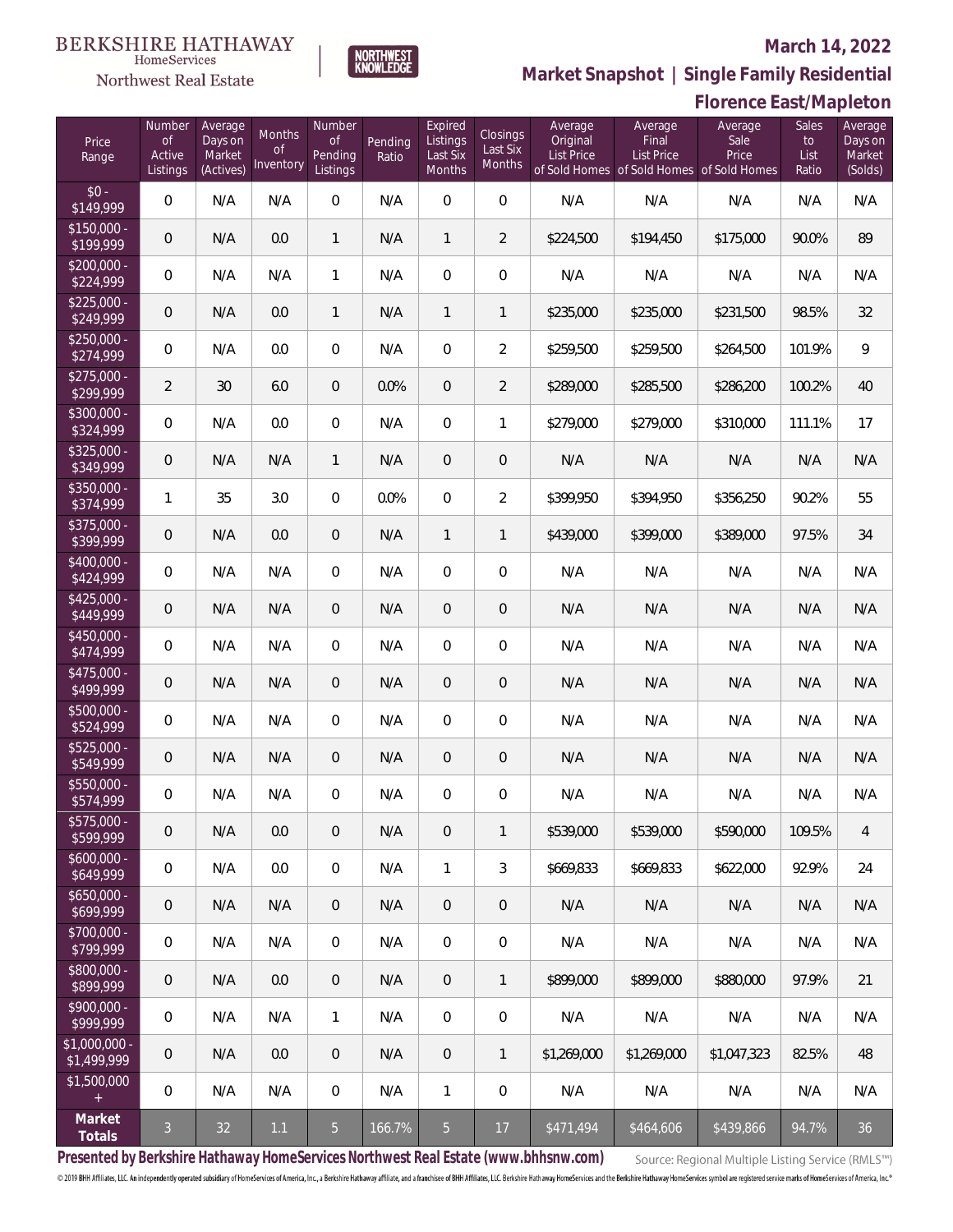BERKSHIRE HATHAWAY HomeServices Northwest Real Estate

NORTHWEST KNOWLEDGE

# March 14, 2022

## Market Snapshot | Single Family Residential

## Florence East/Mapleton

| Price Range | Number of Active Listings | Average Days on Market (Actives) | Months of Inventory | Number of Pending Listings | Pending Ratio | Expired Listings Last Six Months | Closings Last Six Months | Average Original List Price of Sold Homes | Average Final List Price of Sold Homes | Average Sale Price of Sold Homes | Sales to List Ratio | Average Days on Market (Solds) |
|---|---|---|---|---|---|---|---|---|---|---|---|---|
| $0 - $149,999 | 0 | N/A | N/A | 0 | N/A | 0 | 0 | N/A | N/A | N/A | N/A | N/A |
| $150,000 - $199,999 | 0 | N/A | 0.0 | 1 | N/A | 1 | 2 | $224,500 | $194,450 | $175,000 | 90.0% | 89 |
| $200,000 - $224,999 | 0 | N/A | N/A | 1 | N/A | 0 | 0 | N/A | N/A | N/A | N/A | N/A |
| $225,000 - $249,999 | 0 | N/A | 0.0 | 1 | N/A | 1 | 1 | $235,000 | $235,000 | $231,500 | 98.5% | 32 |
| $250,000 - $274,999 | 0 | N/A | 0.0 | 0 | N/A | 0 | 2 | $259,500 | $259,500 | $264,500 | 101.9% | 9 |
| $275,000 - $299,999 | 2 | 30 | 6.0 | 0 | 0.0% | 0 | 2 | $289,000 | $285,500 | $286,200 | 100.2% | 40 |
| $300,000 - $324,999 | 0 | N/A | 0.0 | 0 | N/A | 0 | 1 | $279,000 | $279,000 | $310,000 | 111.1% | 17 |
| $325,000 - $349,999 | 0 | N/A | N/A | 1 | N/A | 0 | 0 | N/A | N/A | N/A | N/A | N/A |
| $350,000 - $374,999 | 1 | 35 | 3.0 | 0 | 0.0% | 0 | 2 | $399,950 | $394,950 | $356,250 | 90.2% | 55 |
| $375,000 - $399,999 | 0 | N/A | 0.0 | 0 | N/A | 1 | 1 | $439,000 | $399,000 | $389,000 | 97.5% | 34 |
| $400,000 - $424,999 | 0 | N/A | N/A | 0 | N/A | 0 | 0 | N/A | N/A | N/A | N/A | N/A |
| $425,000 - $449,999 | 0 | N/A | N/A | 0 | N/A | 0 | 0 | N/A | N/A | N/A | N/A | N/A |
| $450,000 - $474,999 | 0 | N/A | N/A | 0 | N/A | 0 | 0 | N/A | N/A | N/A | N/A | N/A |
| $475,000 - $499,999 | 0 | N/A | N/A | 0 | N/A | 0 | 0 | N/A | N/A | N/A | N/A | N/A |
| $500,000 - $524,999 | 0 | N/A | N/A | 0 | N/A | 0 | 0 | N/A | N/A | N/A | N/A | N/A |
| $525,000 - $549,999 | 0 | N/A | N/A | 0 | N/A | 0 | 0 | N/A | N/A | N/A | N/A | N/A |
| $550,000 - $574,999 | 0 | N/A | N/A | 0 | N/A | 0 | 0 | N/A | N/A | N/A | N/A | N/A |
| $575,000 - $599,999 | 0 | N/A | 0.0 | 0 | N/A | 0 | 1 | $539,000 | $539,000 | $590,000 | 109.5% | 4 |
| $600,000 - $649,999 | 0 | N/A | 0.0 | 0 | N/A | 1 | 3 | $669,833 | $669,833 | $622,000 | 92.9% | 24 |
| $650,000 - $699,999 | 0 | N/A | N/A | 0 | N/A | 0 | 0 | N/A | N/A | N/A | N/A | N/A |
| $700,000 - $799,999 | 0 | N/A | N/A | 0 | N/A | 0 | 0 | N/A | N/A | N/A | N/A | N/A |
| $800,000 - $899,999 | 0 | N/A | 0.0 | 0 | N/A | 0 | 1 | $899,000 | $899,000 | $880,000 | 97.9% | 21 |
| $900,000 - $999,999 | 0 | N/A | N/A | 1 | N/A | 0 | 0 | N/A | N/A | N/A | N/A | N/A |
| $1,000,000 - $1,499,999 | 0 | N/A | 0.0 | 0 | N/A | 0 | 1 | $1,269,000 | $1,269,000 | $1,047,323 | 82.5% | 48 |
| $1,500,000 + | 0 | N/A | N/A | 0 | N/A | 1 | 0 | N/A | N/A | N/A | N/A | N/A |
| **Market Totals** | 3 | 32 | 1.1 | 5 | 166.7% | 5 | 17 | $471,494 | $464,606 | $439,866 | 94.7% | 36 |

Presented by Berkshire Hathaway HomeServices Northwest Real Estate (www.bhhsnw.com)

Source: Regional Multiple Listing Service (RMLS™)

© 2019 BHH Affiliates, LLC. An independently operated subsidiary of HomeServices of America, Inc., a Berkshire Hathaway affiliate, and a franchisee of BHH Affiliates, LLC. Berkshire Hathaway HomeServices and the Berkshire Hathaway HomeServices symbol are registered service marks of HomeServices of America, Inc.®